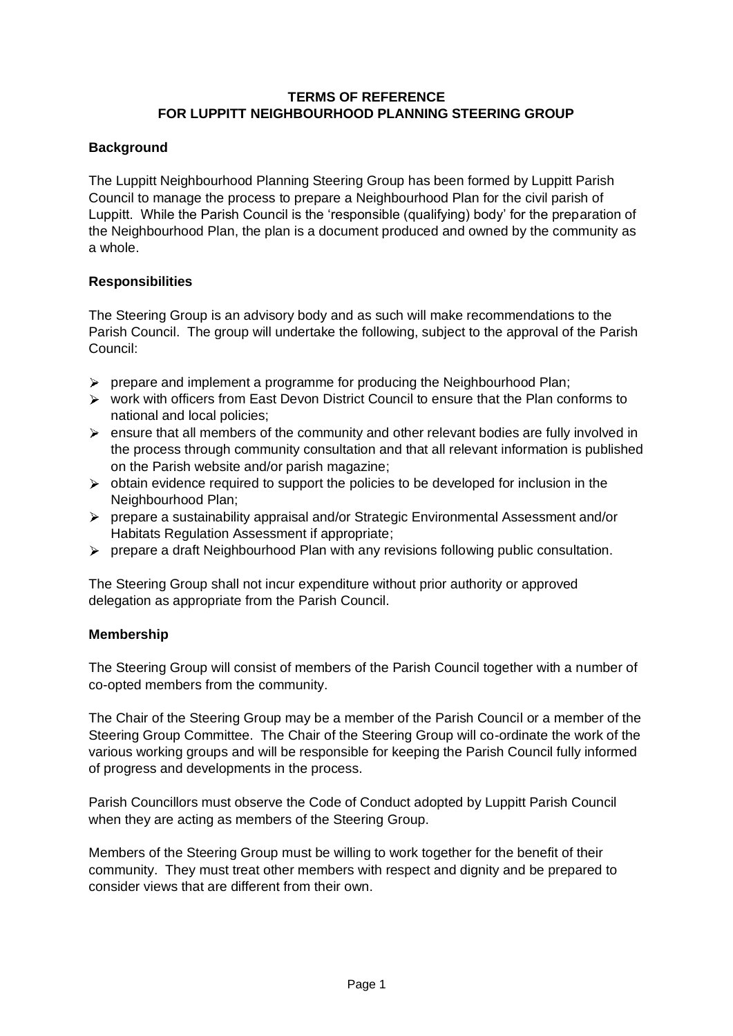# TERMS OF REFERENCE
# FOR LUPPITT NEIGHBOURHOOD PLANNING STEERING GROUP

## Background

The Luppitt Neighbourhood Planning Steering Group has been formed by Luppitt Parish Council to manage the process to prepare a Neighbourhood Plan for the civil parish of Luppitt. While the Parish Council is the 'responsible (qualifying) body' for the preparation of the Neighbourhood Plan, the plan is a document produced and owned by the community as a whole.

## Responsibilities

The Steering Group is an advisory body and as such will make recommendations to the Parish Council. The group will undertake the following, subject to the approval of the Parish Council:

- prepare and implement a programme for producing the Neighbourhood Plan;
- work with officers from East Devon District Council to ensure that the Plan conforms to national and local policies;
- ensure that all members of the community and other relevant bodies are fully involved in the process through community consultation and that all relevant information is published on the Parish website and/or parish magazine;
- obtain evidence required to support the policies to be developed for inclusion in the Neighbourhood Plan;
- prepare a sustainability appraisal and/or Strategic Environmental Assessment and/or Habitats Regulation Assessment if appropriate;
- prepare a draft Neighbourhood Plan with any revisions following public consultation.

The Steering Group shall not incur expenditure without prior authority or approved delegation as appropriate from the Parish Council.

## Membership

The Steering Group will consist of members of the Parish Council together with a number of co-opted members from the community.

The Chair of the Steering Group may be a member of the Parish Council or a member of the Steering Group Committee. The Chair of the Steering Group will co-ordinate the work of the various working groups and will be responsible for keeping the Parish Council fully informed of progress and developments in the process.

Parish Councillors must observe the Code of Conduct adopted by Luppitt Parish Council when they are acting as members of the Steering Group.

Members of the Steering Group must be willing to work together for the benefit of their community. They must treat other members with respect and dignity and be prepared to consider views that are different from their own.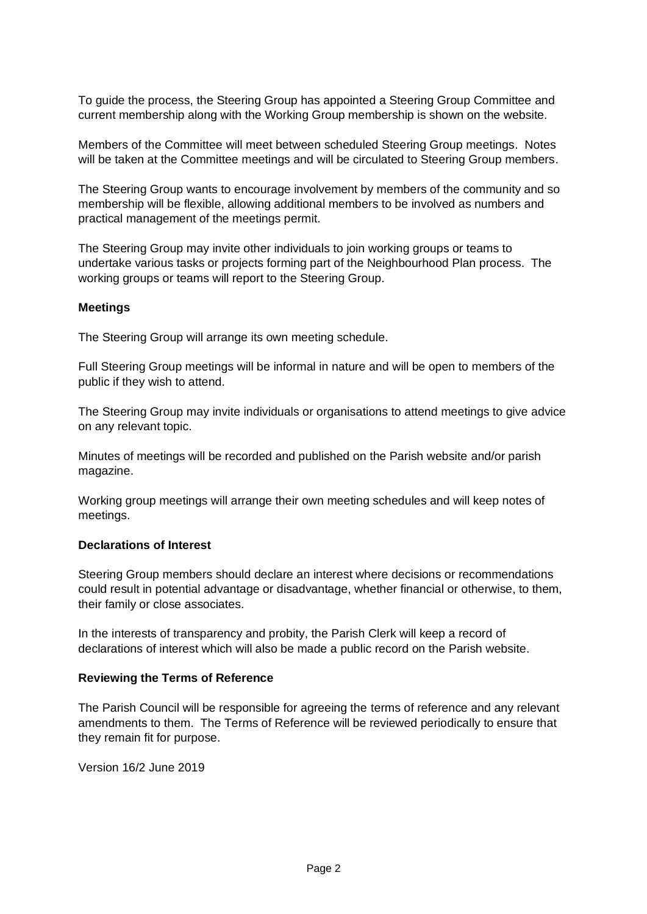To guide the process, the Steering Group has appointed a Steering Group Committee and current membership along with the Working Group membership is shown on the website.

Members of the Committee will meet between scheduled Steering Group meetings. Notes will be taken at the Committee meetings and will be circulated to Steering Group members.

The Steering Group wants to encourage involvement by members of the community and so membership will be flexible, allowing additional members to be involved as numbers and practical management of the meetings permit.

The Steering Group may invite other individuals to join working groups or teams to undertake various tasks or projects forming part of the Neighbourhood Plan process. The working groups or teams will report to the Steering Group.

**Meetings**

The Steering Group will arrange its own meeting schedule.

Full Steering Group meetings will be informal in nature and will be open to members of the public if they wish to attend.

The Steering Group may invite individuals or organisations to attend meetings to give advice on any relevant topic.

Minutes of meetings will be recorded and published on the Parish website and/or parish magazine.

Working group meetings will arrange their own meeting schedules and will keep notes of meetings.

**Declarations of Interest**

Steering Group members should declare an interest where decisions or recommendations could result in potential advantage or disadvantage, whether financial or otherwise, to them, their family or close associates.

In the interests of transparency and probity, the Parish Clerk will keep a record of declarations of interest which will also be made a public record on the Parish website.

**Reviewing the Terms of Reference**

The Parish Council will be responsible for agreeing the terms of reference and any relevant amendments to them. The Terms of Reference will be reviewed periodically to ensure that they remain fit for purpose.

Version 16/2 June 2019